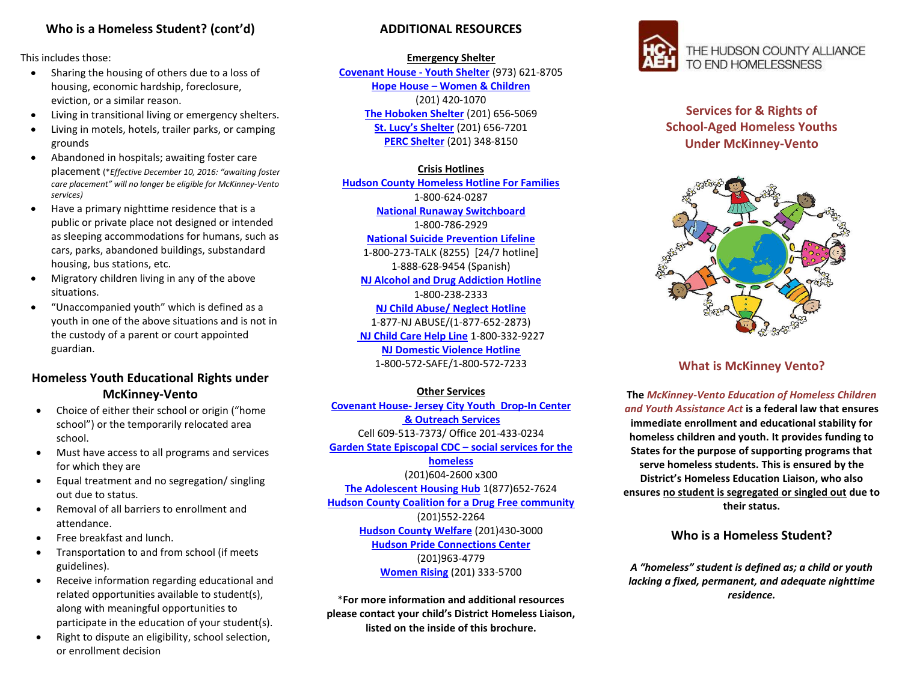## Who is a Homeless Student? (cont'd)

This includes those:

- Sharing the housing of others due to a loss of housing, economic hardship, foreclosure, eviction, or a similar reason.
- Living in transitional living or emergency shelters.
- Living in motels, hotels, trailer parks, or camping grounds
- Abandoned in hospitals; awaiting foster care placement (*\*Effective December 10, 2016: "awaiting foster care placement" will no longer be eligible for McKinney-Vento services)*
- Have a primary nighttime residence that is a public or private place not designed or intended as sleeping accommodations for humans, such as cars, parks, abandoned buildings, substandard housing, bus stations, etc.
- Migratory children living in any of the above situations.
- "Unaccompanied youth" which is defined as a youth in one of the above situations and is not in the custody of a parent or court appointed guardian.

## Homeless Youth Educational Rights under McKinney-Vento

- Choice of either their school or origin ("home school") or the temporarily relocated area school.
- Must have access to all programs and services for which they are
- Equal treatment and no segregation/ singling out due to status.
- Removal of all barriers to enrollment and attendance.
- Free breakfast and lunch.
- Transportation to and from school (if meets guidelines).
- Receive information regarding educational and related opportunities available to student(s), along with meaningful opportunities to participate in the education of your student(s).
- Right to dispute an eligibility, school selection, or enrollment decision

## ADDITIONAL RESOURCES

**Emergency Shelter**

**Covenant House - Youth Shelter** (973) 621-8705
**Hope House – Women & Children**
(201) 420-1070
**The Hoboken Shelter** (201) 656-5069
**St. Lucy's Shelter** (201) 656-7201
**PERC Shelter** (201) 348-8150

**Crisis Hotlines**

**Hudson County Homeless Hotline For Families**
1-800-624-0287
**National Runaway Switchboard**
1-800-786-2929
**National Suicide Prevention Lifeline**
1-800-273-TALK (8255) [24/7 hotline]
1-888-628-9454 (Spanish)
**NJ Alcohol and Drug Addiction Hotline**
1-800-238-2333
**NJ Child Abuse/ Neglect Hotline**
1-877-NJ ABUSE/(1-877-652-2873)
**NJ Child Care Help Line** 1-800-332-9227
**NJ Domestic Violence Hotline**
1-800-572-SAFE/1-800-572-7233

**Other Services**

**Covenant House- Jersey City Youth Drop-In Center & Outreach Services**
Cell 609-513-7373/ Office 201-433-0234
**Garden State Episcopal CDC – social services for the homeless**
(201)604-2600 x300
**The Adolescent Housing Hub** 1(877)652-7624
**Hudson County Coalition for a Drug Free community**
(201)552-2264
**Hudson County Welfare** (201)430-3000
**Hudson Pride Connections Center**
(201)963-4779
**Women Rising** (201) 333-5700

**\*For more information and additional resources please contact your child's District Homeless Liaison, listed on the inside of this brochure.**

HC AEH — THE HUDSON COUNTY ALLIANCE TO END HOMELESSNESS

## Services for & Rights of School-Aged Homeless Youths Under McKinney-Vento

## What is McKinney Vento?

**The *McKinney-Vento Education of Homeless Children and Youth Assistance Act* is a federal law that ensures immediate enrollment and educational stability for homeless children and youth. It provides funding to States for the purpose of supporting programs that serve homeless students. This is ensured by the District's Homeless Education Liaison, who also ensures no student is segregated or singled out due to their status.**

## Who is a Homeless Student?

***A "homeless" student is defined as; a child or youth lacking a fixed, permanent, and adequate nighttime residence.***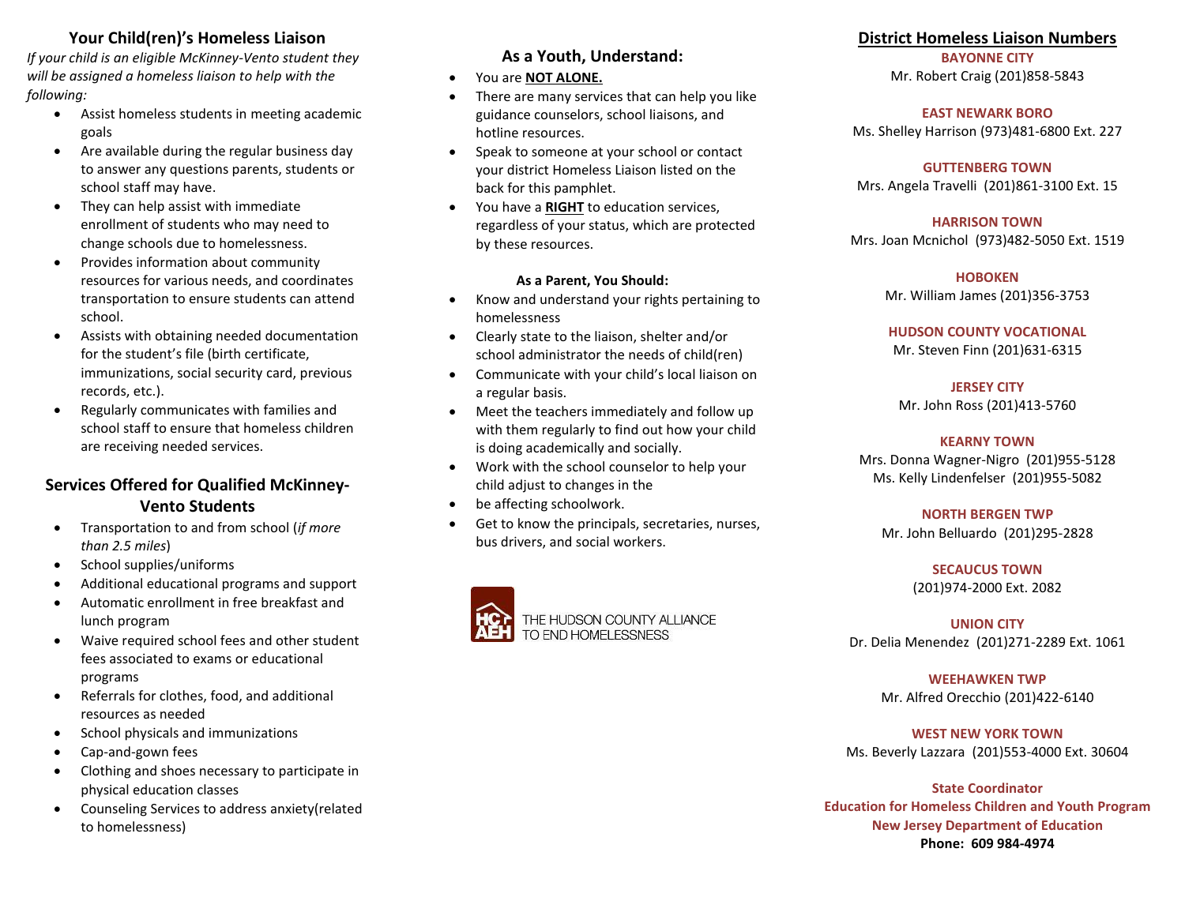## Your Child(ren)'s Homeless Liaison

*If your child is an eligible McKinney-Vento student they will be assigned a homeless liaison to help with the following:*

- Assist homeless students in meeting academic goals
- Are available during the regular business day to answer any questions parents, students or school staff may have.
- They can help assist with immediate enrollment of students who may need to change schools due to homelessness.
- Provides information about community resources for various needs, and coordinates transportation to ensure students can attend school.
- Assists with obtaining needed documentation for the student's file (birth certificate, immunizations, social security card, previous records, etc.).
- Regularly communicates with families and school staff to ensure that homeless children are receiving needed services.

## Services Offered for Qualified McKinney-Vento Students

- Transportation to and from school (*if more than 2.5 miles*)
- School supplies/uniforms
- Additional educational programs and support
- Automatic enrollment in free breakfast and lunch program
- Waive required school fees and other student fees associated to exams or educational programs
- Referrals for clothes, food, and additional resources as needed
- School physicals and immunizations
- Cap-and-gown fees
- Clothing and shoes necessary to participate in physical education classes
- Counseling Services to address anxiety(related to homelessness)

## As a Youth, Understand:

- You are **NOT ALONE.**
- There are many services that can help you like guidance counselors, school liaisons, and hotline resources.
- Speak to someone at your school or contact your district Homeless Liaison listed on the back for this pamphlet.
- You have a **RIGHT** to education services, regardless of your status, which are protected by these resources.

**As a Parent, You Should:**

- Know and understand your rights pertaining to homelessness
- Clearly state to the liaison, shelter and/or school administrator the needs of child(ren)
- Communicate with your child's local liaison on a regular basis.
- Meet the teachers immediately and follow up with them regularly to find out how your child is doing academically and socially.
- Work with the school counselor to help your child adjust to changes in the
- be affecting schoolwork.
- Get to know the principals, secretaries, nurses, bus drivers, and social workers.

HC AEH THE HUDSON COUNTY ALLIANCE TO END HOMELESSNESS

## District Homeless Liaison Numbers

**BAYONNE CITY**
Mr. Robert Craig (201)858-5843

**EAST NEWARK BORO**
Ms. Shelley Harrison (973)481-6800 Ext. 227

**GUTTENBERG TOWN**
Mrs. Angela Travelli (201)861-3100 Ext. 15

**HARRISON TOWN**
Mrs. Joan Mcnichol (973)482-5050 Ext. 1519

**HOBOKEN**
Mr. William James (201)356-3753

**HUDSON COUNTY VOCATIONAL**
Mr. Steven Finn (201)631-6315

**JERSEY CITY**
Mr. John Ross (201)413-5760

**KEARNY TOWN**
Mrs. Donna Wagner-Nigro (201)955-5128
Ms. Kelly Lindenfelser (201)955-5082

**NORTH BERGEN TWP**
Mr. John Belluardo (201)295-2828

**SECAUCUS TOWN**
(201)974-2000 Ext. 2082

**UNION CITY**
Dr. Delia Menendez (201)271-2289 Ext. 1061

**WEEHAWKEN TWP**
Mr. Alfred Orecchio (201)422-6140

**WEST NEW YORK TOWN**
Ms. Beverly Lazzara (201)553-4000 Ext. 30604

**State Coordinator**
**Education for Homeless Children and Youth Program**
**New Jersey Department of Education**
**Phone: 609 984-4974**